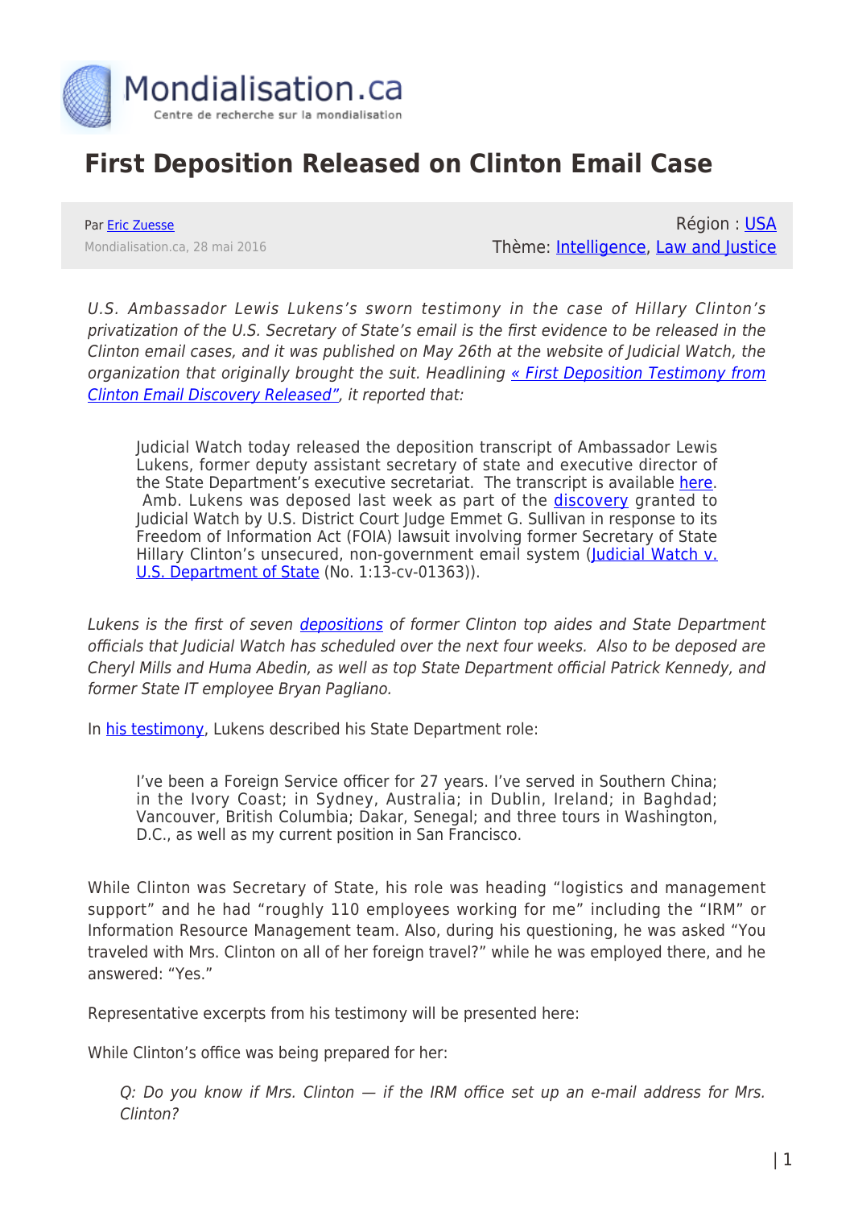# First Deposition Released on Clinton Email Case

Par Eric Zuesse

Mondialisation.ca, 28 mai 2016

Région : USA

Thème: Intelligence, Law and Justice

*U.S. Ambassador Lewis Lukens's sworn testimony in the case of Hillary Clinton's privatization of the U.S. Secretary of State's email is the first evidence to be released in the Clinton email cases, and it was published on May 26th at the website of Judicial Watch, the organization that originally brought the suit. Headlining « First Deposition Testimony from Clinton Email Discovery Released", it reported that:*

> Judicial Watch today released the deposition transcript of Ambassador Lewis Lukens, former deputy assistant secretary of state and executive director of the State Department's executive secretariat. The transcript is available here. Amb. Lukens was deposed last week as part of the discovery granted to Judicial Watch by U.S. District Court Judge Emmet G. Sullivan in response to its Freedom of Information Act (FOIA) lawsuit involving former Secretary of State Hillary Clinton's unsecured, non-government email system (Judicial Watch v. U.S. Department of State (No. 1:13-cv-01363)).

*Lukens is the first of seven depositions of former Clinton top aides and State Department officials that Judicial Watch has scheduled over the next four weeks. Also to be deposed are Cheryl Mills and Huma Abedin, as well as top State Department official Patrick Kennedy, and former State IT employee Bryan Pagliano.*

In his testimony, Lukens described his State Department role:

> I've been a Foreign Service officer for 27 years. I've served in Southern China; in the Ivory Coast; in Sydney, Australia; in Dublin, Ireland; in Baghdad; Vancouver, British Columbia; Dakar, Senegal; and three tours in Washington, D.C., as well as my current position in San Francisco.

While Clinton was Secretary of State, his role was heading "logistics and management support" and he had "roughly 110 employees working for me" including the "IRM" or Information Resource Management team. Also, during his questioning, he was asked "You traveled with Mrs. Clinton on all of her foreign travel?" while he was employed there, and he answered: "Yes."

Representative excerpts from his testimony will be presented here:

While Clinton's office was being prepared for her:

> *Q: Do you know if Mrs. Clinton — if the IRM office set up an e-mail address for Mrs. Clinton?*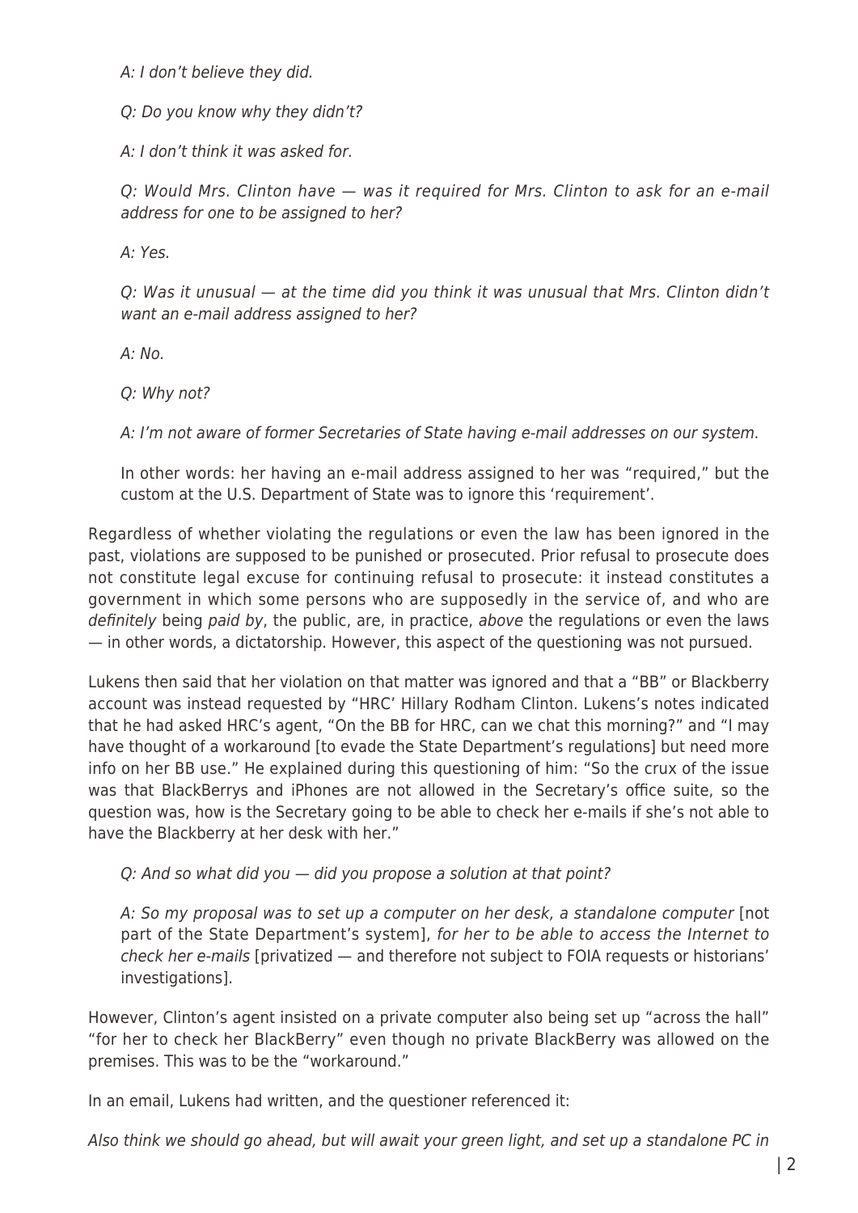*A: I don't believe they did.*

*Q: Do you know why they didn't?*

*A: I don't think it was asked for.*

*Q: Would Mrs. Clinton have — was it required for Mrs. Clinton to ask for an e-mail address for one to be assigned to her?*

*A: Yes.*

*Q: Was it unusual — at the time did you think it was unusual that Mrs. Clinton didn't want an e-mail address assigned to her?*

*A: No.*

*Q: Why not?*

*A: I'm not aware of former Secretaries of State having e-mail addresses on our system.*

In other words: her having an e-mail address assigned to her was "required," but the custom at the U.S. Department of State was to ignore this 'requirement'.

Regardless of whether violating the regulations or even the law has been ignored in the past, violations are supposed to be punished or prosecuted. Prior refusal to prosecute does not constitute legal excuse for continuing refusal to prosecute: it instead constitutes a government in which some persons who are supposedly in the service of, and who are *definitely* being *paid by*, the public, are, in practice, *above* the regulations or even the laws — in other words, a dictatorship. However, this aspect of the questioning was not pursued.

Lukens then said that her violation on that matter was ignored and that a "BB" or Blackberry account was instead requested by "HRC' Hillary Rodham Clinton. Lukens's notes indicated that he had asked HRC's agent, "On the BB for HRC, can we chat this morning?" and "I may have thought of a workaround [to evade the State Department's regulations] but need more info on her BB use." He explained during this questioning of him: "So the crux of the issue was that BlackBerrys and iPhones are not allowed in the Secretary's office suite, so the question was, how is the Secretary going to be able to check her e-mails if she's not able to have the Blackberry at her desk with her."

*Q: And so what did you — did you propose a solution at that point?*

*A: So my proposal was to set up a computer on her desk, a standalone computer* [not part of the State Department's system], *for her to be able to access the Internet to check her e-mails* [privatized — and therefore not subject to FOIA requests or historians' investigations].

However, Clinton's agent insisted on a private computer also being set up "across the hall" "for her to check her BlackBerry" even though no private BlackBerry was allowed on the premises. This was to be the "workaround."

In an email, Lukens had written, and the questioner referenced it:

*Also think we should go ahead, but will await your green light, and set up a standalone PC in*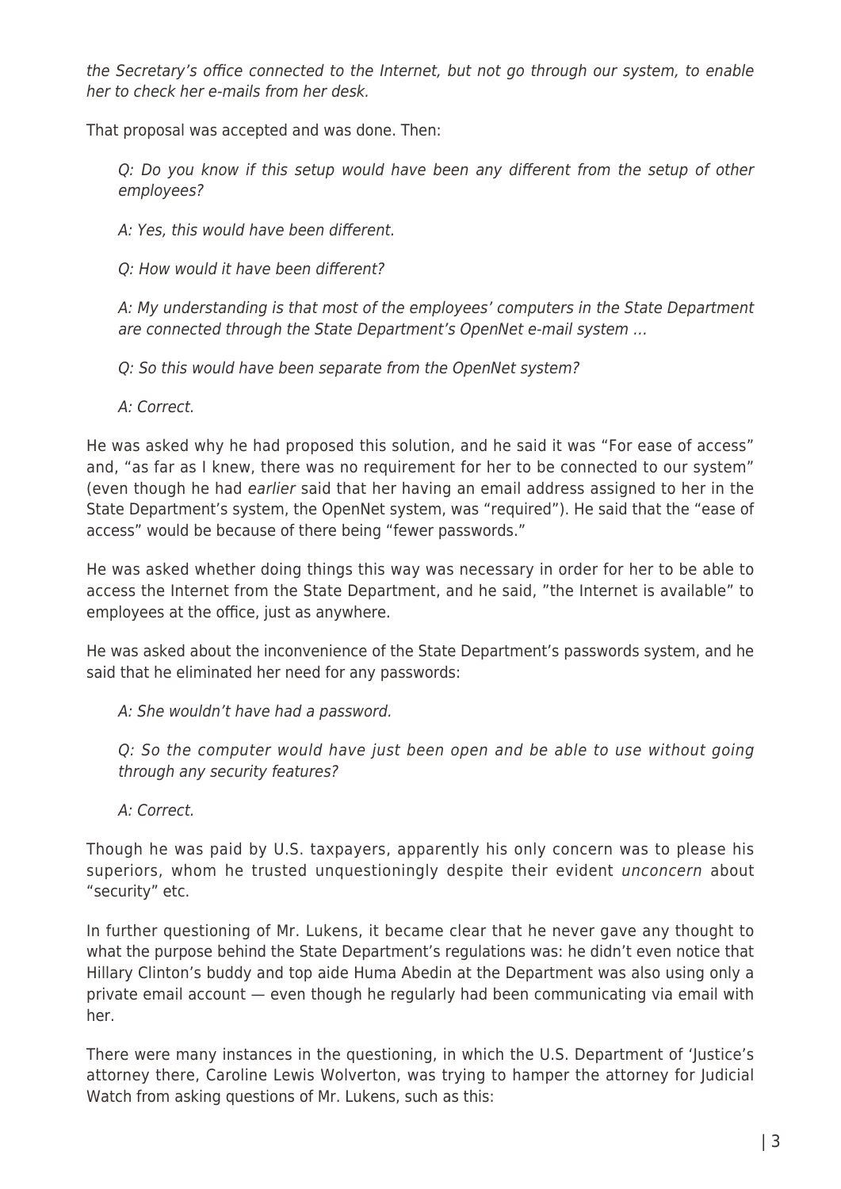*the Secretary's office connected to the Internet, but not go through our system, to enable her to check her e-mails from her desk.*

That proposal was accepted and was done. Then:

> *Q: Do you know if this setup would have been any different from the setup of other employees?*
>
> *A: Yes, this would have been different.*
>
> *Q: How would it have been different?*
>
> *A: My understanding is that most of the employees' computers in the State Department are connected through the State Department's OpenNet e-mail system …*
>
> *Q: So this would have been separate from the OpenNet system?*
>
> *A: Correct.*

He was asked why he had proposed this solution, and he said it was "For ease of access" and, "as far as I knew, there was no requirement for her to be connected to our system" (even though he had *earlier* said that her having an email address assigned to her in the State Department's system, the OpenNet system, was "required"). He said that the "ease of access" would be because of there being "fewer passwords."

He was asked whether doing things this way was necessary in order for her to be able to access the Internet from the State Department, and he said, "the Internet is available" to employees at the office, just as anywhere.

He was asked about the inconvenience of the State Department's passwords system, and he said that he eliminated her need for any passwords:

> *A: She wouldn't have had a password.*
>
> *Q: So the computer would have just been open and be able to use without going through any security features?*
>
> *A: Correct.*

Though he was paid by U.S. taxpayers, apparently his only concern was to please his superiors, whom he trusted unquestioningly despite their evident *unconcern* about "security" etc.

In further questioning of Mr. Lukens, it became clear that he never gave any thought to what the purpose behind the State Department's regulations was: he didn't even notice that Hillary Clinton's buddy and top aide Huma Abedin at the Department was also using only a private email account — even though he regularly had been communicating via email with her.

There were many instances in the questioning, in which the U.S. Department of 'Justice's attorney there, Caroline Lewis Wolverton, was trying to hamper the attorney for Judicial Watch from asking questions of Mr. Lukens, such as this: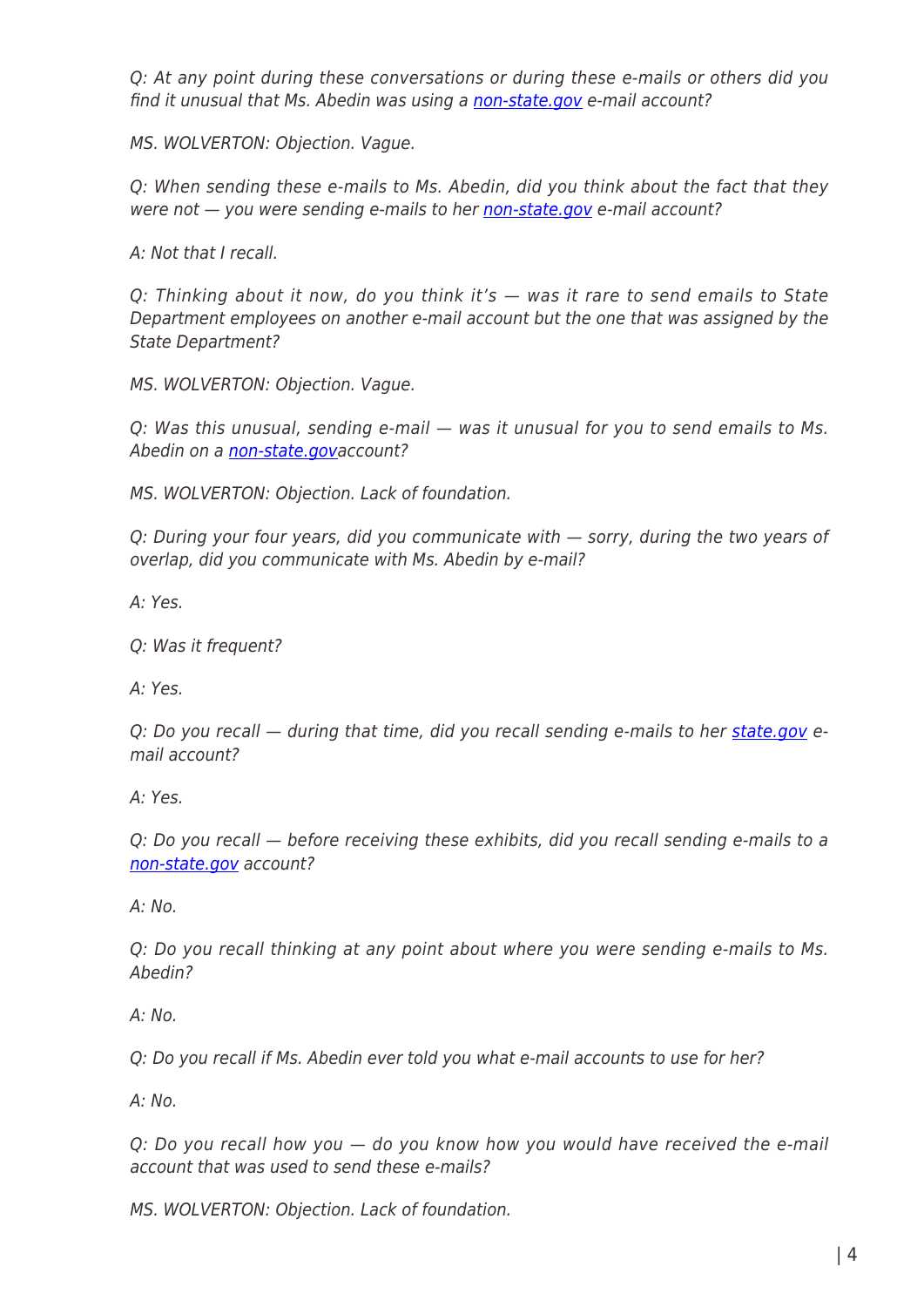*Q: At any point during these conversations or during these e-mails or others did you find it unusual that Ms. Abedin was using a [non-state.gov](non-state.gov) e-mail account?*

*MS. WOLVERTON: Objection. Vague.*

*Q: When sending these e-mails to Ms. Abedin, did you think about the fact that they were not — you were sending e-mails to her [non-state.gov](non-state.gov) e-mail account?*

*A: Not that I recall.*

*Q: Thinking about it now, do you think it's — was it rare to send emails to State Department employees on another e-mail account but the one that was assigned by the State Department?*

*MS. WOLVERTON: Objection. Vague.*

*Q: Was this unusual, sending e-mail — was it unusual for you to send emails to Ms. Abedin on a [non-state.gov](non-state.gov)account?*

*MS. WOLVERTON: Objection. Lack of foundation.*

*Q: During your four years, did you communicate with — sorry, during the two years of overlap, did you communicate with Ms. Abedin by e-mail?*

*A: Yes.*

*Q: Was it frequent?*

*A: Yes.*

*Q: Do you recall — during that time, did you recall sending e-mails to her [state.gov](state.gov) e-mail account?*

*A: Yes.*

*Q: Do you recall — before receiving these exhibits, did you recall sending e-mails to a [non-state.gov](non-state.gov) account?*

*A: No.*

*Q: Do you recall thinking at any point about where you were sending e-mails to Ms. Abedin?*

*A: No.*

*Q: Do you recall if Ms. Abedin ever told you what e-mail accounts to use for her?*

*A: No.*

*Q: Do you recall how you — do you know how you would have received the e-mail account that was used to send these e-mails?*

*MS. WOLVERTON: Objection. Lack of foundation.*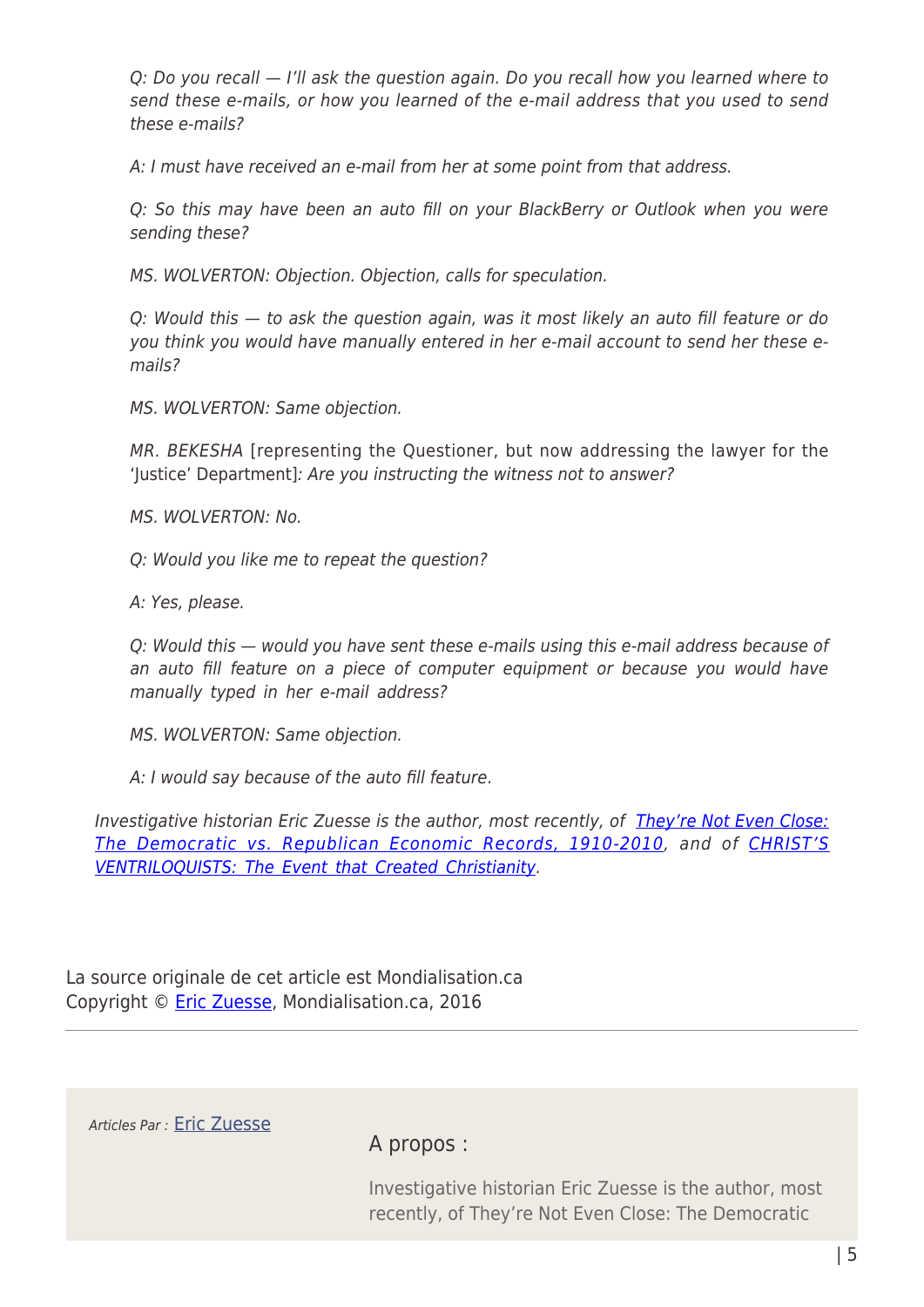*Q: Do you recall — I'll ask the question again. Do you recall how you learned where to send these e-mails, or how you learned of the e-mail address that you used to send these e-mails?*

*A: I must have received an e-mail from her at some point from that address.*

*Q: So this may have been an auto fill on your BlackBerry or Outlook when you were sending these?*

*MS. WOLVERTON: Objection. Objection, calls for speculation.*

*Q: Would this — to ask the question again, was it most likely an auto fill feature or do you think you would have manually entered in her e-mail account to send her these e-mails?*

*MS. WOLVERTON: Same objection.*

*MR. BEKESHA* [representing the Questioner, but now addressing the lawyer for the 'Justice' Department]*: Are you instructing the witness not to answer?*

*MS. WOLVERTON: No.*

*Q: Would you like me to repeat the question?*

*A: Yes, please.*

*Q: Would this — would you have sent these e-mails using this e-mail address because of an auto fill feature on a piece of computer equipment or because you would have manually typed in her e-mail address?*

*MS. WOLVERTON: Same objection.*

*A: I would say because of the auto fill feature.*

*Investigative historian Eric Zuesse is the author, most recently, of [They're Not Even Close: The Democratic vs. Republican Economic Records, 1910-2010](), and of [CHRIST'S VENTRILOQUISTS: The Event that Created Christianity]().*

La source originale de cet article est Mondialisation.ca
Copyright © [Eric Zuesse](), Mondialisation.ca, 2016

*Articles Par :* [Eric Zuesse]()

A propos :

Investigative historian Eric Zuesse is the author, most recently, of They're Not Even Close: The Democratic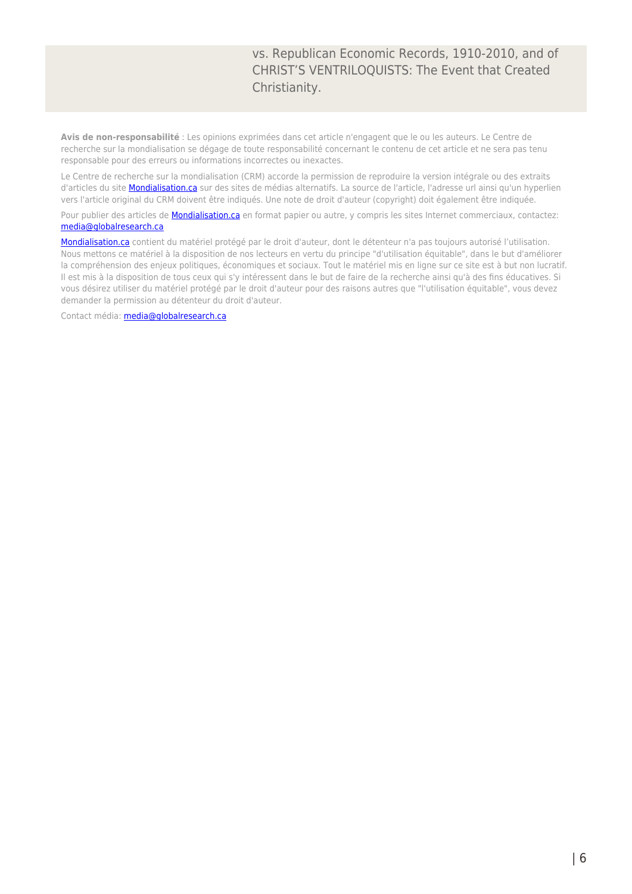vs. Republican Economic Records, 1910-2010, and of CHRIST'S VENTRILOQUISTS: The Event that Created Christianity.

**Avis de non-responsabilité** : Les opinions exprimées dans cet article n'engagent que le ou les auteurs. Le Centre de recherche sur la mondialisation se dégage de toute responsabilité concernant le contenu de cet article et ne sera pas tenu responsable pour des erreurs ou informations incorrectes ou inexactes.

Le Centre de recherche sur la mondialisation (CRM) accorde la permission de reproduire la version intégrale ou des extraits d'articles du site Mondialisation.ca sur des sites de médias alternatifs. La source de l'article, l'adresse url ainsi qu'un hyperlien vers l'article original du CRM doivent être indiqués. Une note de droit d'auteur (copyright) doit également être indiquée.

Pour publier des articles de Mondialisation.ca en format papier ou autre, y compris les sites Internet commerciaux, contactez: media@globalresearch.ca

Mondialisation.ca contient du matériel protégé par le droit d'auteur, dont le détenteur n'a pas toujours autorisé l'utilisation. Nous mettons ce matériel à la disposition de nos lecteurs en vertu du principe "d'utilisation équitable", dans le but d'améliorer la compréhension des enjeux politiques, économiques et sociaux. Tout le matériel mis en ligne sur ce site est à but non lucratif. Il est mis à la disposition de tous ceux qui s'y intéressent dans le but de faire de la recherche ainsi qu'à des fins éducatives. Si vous désirez utiliser du matériel protégé par le droit d'auteur pour des raisons autres que "l'utilisation équitable", vous devez demander la permission au détenteur du droit d'auteur.

Contact média: media@globalresearch.ca